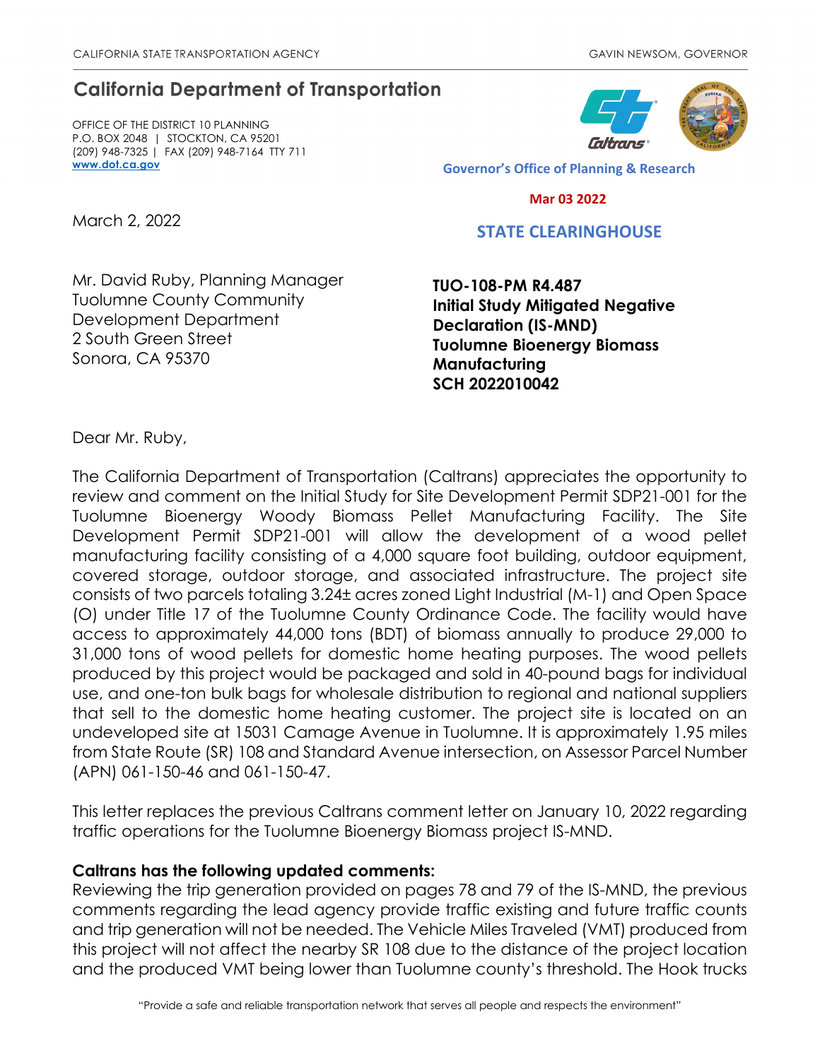CALIFORNIA STATE TRANSPORTATION AGENCY GAVIN NEWSOM, GOVERNOR

## California Department of Transportation

OFFICE OF THE DISTRICT 10 PLANNING
P.O. BOX 2048 | STOCKTON, CA 95201
(209) 948-7325 | FAX (209) 948-7164 TTY 711
**www.dot.ca.gov**

**Governor's Office of Planning & Research**

**Mar 03 2022**

**STATE CLEARINGHOUSE**

March 2, 2022

Mr. David Ruby, Planning Manager
Tuolumne County Community Development Department
2 South Green Street
Sonora, CA 95370

**TUO-108-PM R4.487**
**Initial Study Mitigated Negative Declaration (IS-MND)**
**Tuolumne Bioenergy Biomass Manufacturing**
**SCH 2022010042**

Dear Mr. Ruby,

The California Department of Transportation (Caltrans) appreciates the opportunity to review and comment on the Initial Study for Site Development Permit SDP21-001 for the Tuolumne Bioenergy Woody Biomass Pellet Manufacturing Facility. The Site Development Permit SDP21-001 will allow the development of a wood pellet manufacturing facility consisting of a 4,000 square foot building, outdoor equipment, covered storage, outdoor storage, and associated infrastructure. The project site consists of two parcels totaling 3.24± acres zoned Light Industrial (M-1) and Open Space (O) under Title 17 of the Tuolumne County Ordinance Code. The facility would have access to approximately 44,000 tons (BDT) of biomass annually to produce 29,000 to 31,000 tons of wood pellets for domestic home heating purposes. The wood pellets produced by this project would be packaged and sold in 40-pound bags for individual use, and one-ton bulk bags for wholesale distribution to regional and national suppliers that sell to the domestic home heating customer. The project site is located on an undeveloped site at 15031 Camage Avenue in Tuolumne. It is approximately 1.95 miles from State Route (SR) 108 and Standard Avenue intersection, on Assessor Parcel Number (APN) 061-150-46 and 061-150-47.

This letter replaces the previous Caltrans comment letter on January 10, 2022 regarding traffic operations for the Tuolumne Bioenergy Biomass project IS-MND.

**Caltrans has the following updated comments:**
Reviewing the trip generation provided on pages 78 and 79 of the IS-MND, the previous comments regarding the lead agency provide traffic existing and future traffic counts and trip generation will not be needed. The Vehicle Miles Traveled (VMT) produced from this project will not affect the nearby SR 108 due to the distance of the project location and the produced VMT being lower than Tuolumne county's threshold. The Hook trucks

"Provide a safe and reliable transportation network that serves all people and respects the environment"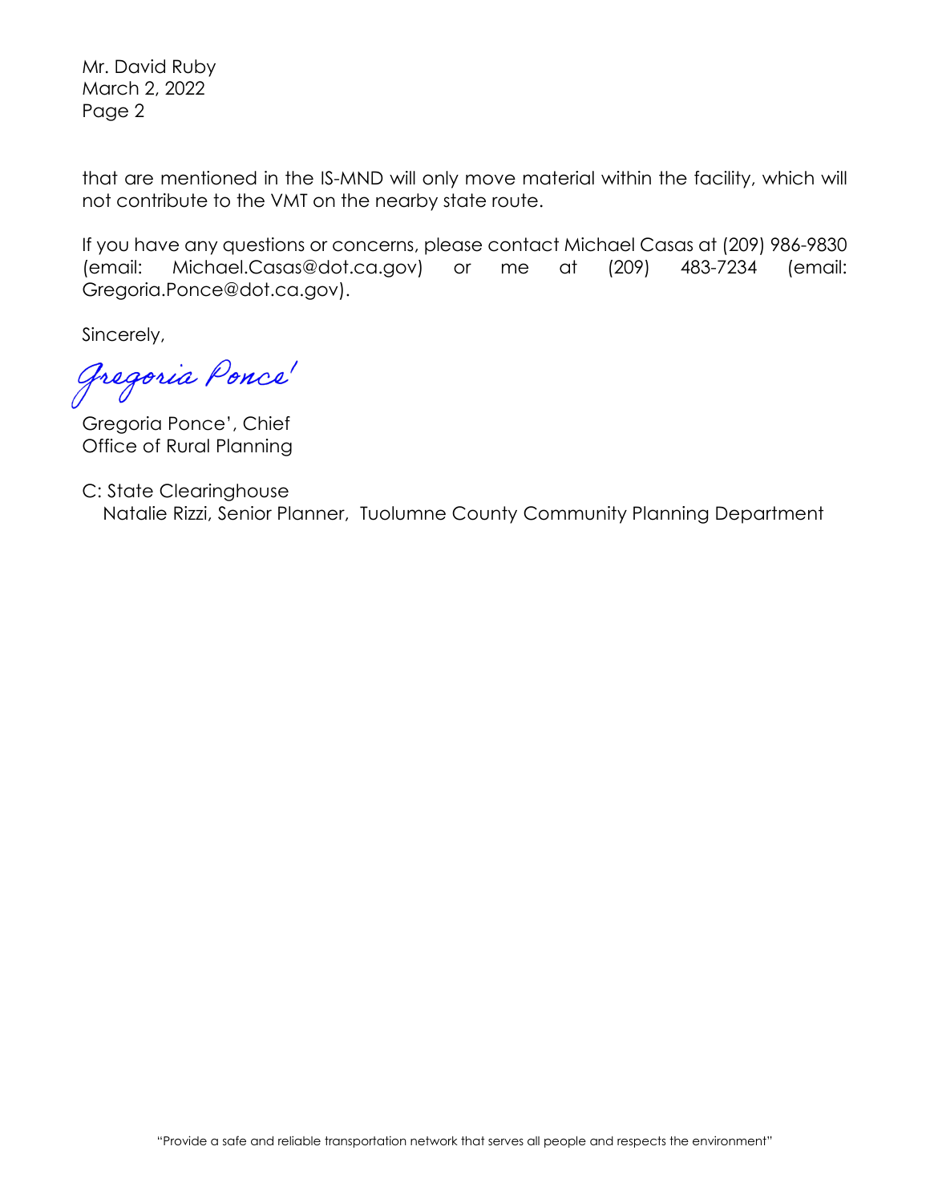that are mentioned in the IS-MND will only move material within the facility, which will not contribute to the VMT on the nearby state route.

If you have any questions or concerns, please contact Michael Casas at (209) 986-9830 (email: Michael.Casas@dot.ca.gov) or me at (209) 483-7234 (email: Gregoria.Ponce@dot.ca.gov).

Sincerely,

Gregoria Ponce'

Gregoria Ponce', Chief
Office of Rural Planning

C: State Clearinghouse
Natalie Rizzi, Senior Planner, Tuolumne County Community Planning Department

"Provide a safe and reliable transportation network that serves all people and respects the environment"